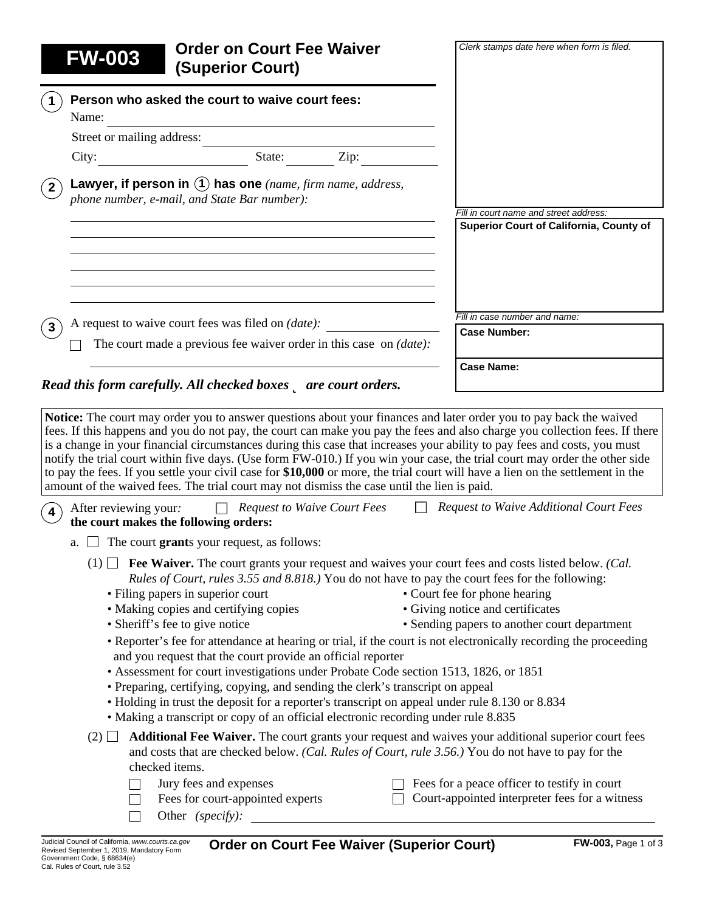# FW-003 Order on Court Fee Waiver (Superior Court)

*Clerk stamps date here when form is filed.*

*Fill in court name and street address:*

**Superior Court of California, County of**

*Fill in case number and name:*

**Case Number:**

**Case Name:**

**1** **Person who asked the court to waive court fees:**

Name: \_\_\_\_\_\_\_\_\_\_\_\_\_\_\_\_\_\_\_\_

Street or mailing address: \_\_\_\_\_\_\_\_\_\_\_\_\_\_\_\_\_\_\_\_

City: \_\_\_\_\_\_\_\_\_\_ State: \_\_\_\_\_ Zip: \_\_\_\_\_\_

**2** **Lawyer, if person in (1) has one** *(name, firm name, address, phone number, e-mail, and State Bar number):*

\_\_\_\_\_\_\_\_\_\_\_\_\_\_\_\_\_\_\_\_

**3** A request to waive court fees was filed on *(date):* \_\_\_\_\_\_\_\_\_\_

☐ The court made a previous fee waiver order in this case on *(date):* \_\_\_\_\_\_\_\_\_\_

***Read this form carefully. All checked boxes ☑ are court orders.***

**Notice:** The court may order you to answer questions about your finances and later order you to pay back the waived fees. If this happens and you do not pay, the court can make you pay the fees and also charge you collection fees. If there is a change in your financial circumstances during this case that increases your ability to pay fees and costs, you must notify the trial court within five days. (Use form FW-010.) If you win your case, the trial court may order the other side to pay the fees. If you settle your civil case for **$10,000** or more, the trial court will have a lien on the settlement in the amount of the waived fees. The trial court may not dismiss the case until the lien is paid.

**4** After reviewing your: ☐ *Request to Waive Court Fees* ☐ *Request to Waive Additional Court Fees*
**the court makes the following orders:**

a. ☐ The court **grant**s your request, as follows:

(1) ☐ **Fee Waiver.** The court grants your request and waives your court fees and costs listed below. *(Cal. Rules of Court, rules 3.55 and 8.818.)* You do not have to pay the court fees for the following:

- Filing papers in superior court
- Making copies and certifying copies
- Sheriff's fee to give notice
- Court fee for phone hearing
- Giving notice and certificates
- Sending papers to another court department
- Reporter's fee for attendance at hearing or trial, if the court is not electronically recording the proceeding and you request that the court provide an official reporter
- Assessment for court investigations under Probate Code section 1513, 1826, or 1851
- Preparing, certifying, copying, and sending the clerk's transcript on appeal
- Holding in trust the deposit for a reporter's transcript on appeal under rule 8.130 or 8.834
- Making a transcript or copy of an official electronic recording under rule 8.835

(2) ☐ **Additional Fee Waiver.** The court grants your request and waives your additional superior court fees and costs that are checked below. *(Cal. Rules of Court, rule 3.56.)* You do not have to pay for the checked items.

☐ Jury fees and expenses
☐ Fees for court-appointed experts
☐ Other *(specify):* \_\_\_\_\_\_\_\_\_\_\_\_\_\_\_\_\_\_\_\_
☐ Fees for a peace officer to testify in court
☐ Court-appointed interpreter fees for a witness

Judicial Council of California, *www.courts.ca.gov*
Revised September 1, 2019, Mandatory Form
Government Code, § 68634(e)
Cal. Rules of Court, rule 3.52

**Order on Court Fee Waiver (Superior Court)**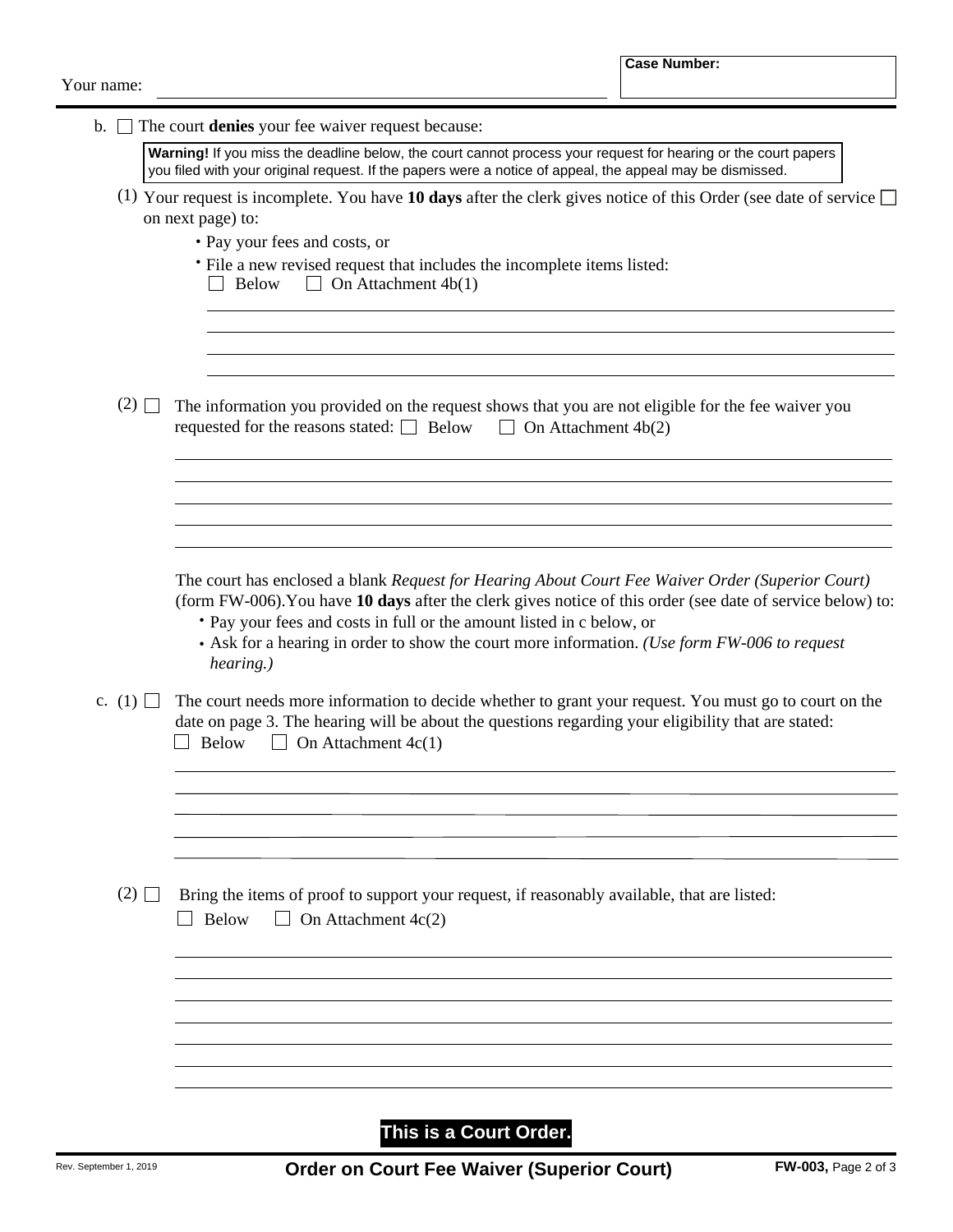Your name: ____________________

**Case Number:**

b. ☐ The court **denies** your fee waiver request because:

> **Warning!** If you miss the deadline below, the court cannot process your request for hearing or the court papers you filed with your original request. If the papers were a notice of appeal, the appeal may be dismissed.

(1) Your request is incomplete. You have **10 days** after the clerk gives notice of this Order (see date of service ☐ on next page) to:

- Pay your fees and costs, or
- File a new revised request that includes the incomplete items listed:
  ☐ Below ☐ On Attachment 4b(1)

____________________

____________________

____________________

____________________

(2) ☐ The information you provided on the request shows that you are not eligible for the fee waiver you requested for the reasons stated: ☐ Below ☐ On Attachment 4b(2)

____________________

____________________

____________________

____________________

____________________

The court has enclosed a blank *Request for Hearing About Court Fee Waiver Order (Superior Court)* (form FW-006).You have **10 days** after the clerk gives notice of this order (see date of service below) to:

- Pay your fees and costs in full or the amount listed in c below, or
- Ask for a hearing in order to show the court more information. *(Use form FW-006 to request hearing.)*

c. (1) ☐ The court needs more information to decide whether to grant your request. You must go to court on the date on page 3. The hearing will be about the questions regarding your eligibility that are stated:
☐ Below ☐ On Attachment 4c(1)

____________________

____________________

____________________

____________________

____________________

(2) ☐ Bring the items of proof to support your request, if reasonably available, that are listed:
☐ Below ☐ On Attachment 4c(2)

____________________

____________________

____________________

____________________

____________________

____________________

____________________

**This is a Court Order.**

Rev. September 1, 2019 **Order on Court Fee Waiver (Superior Court)** **FW-003,**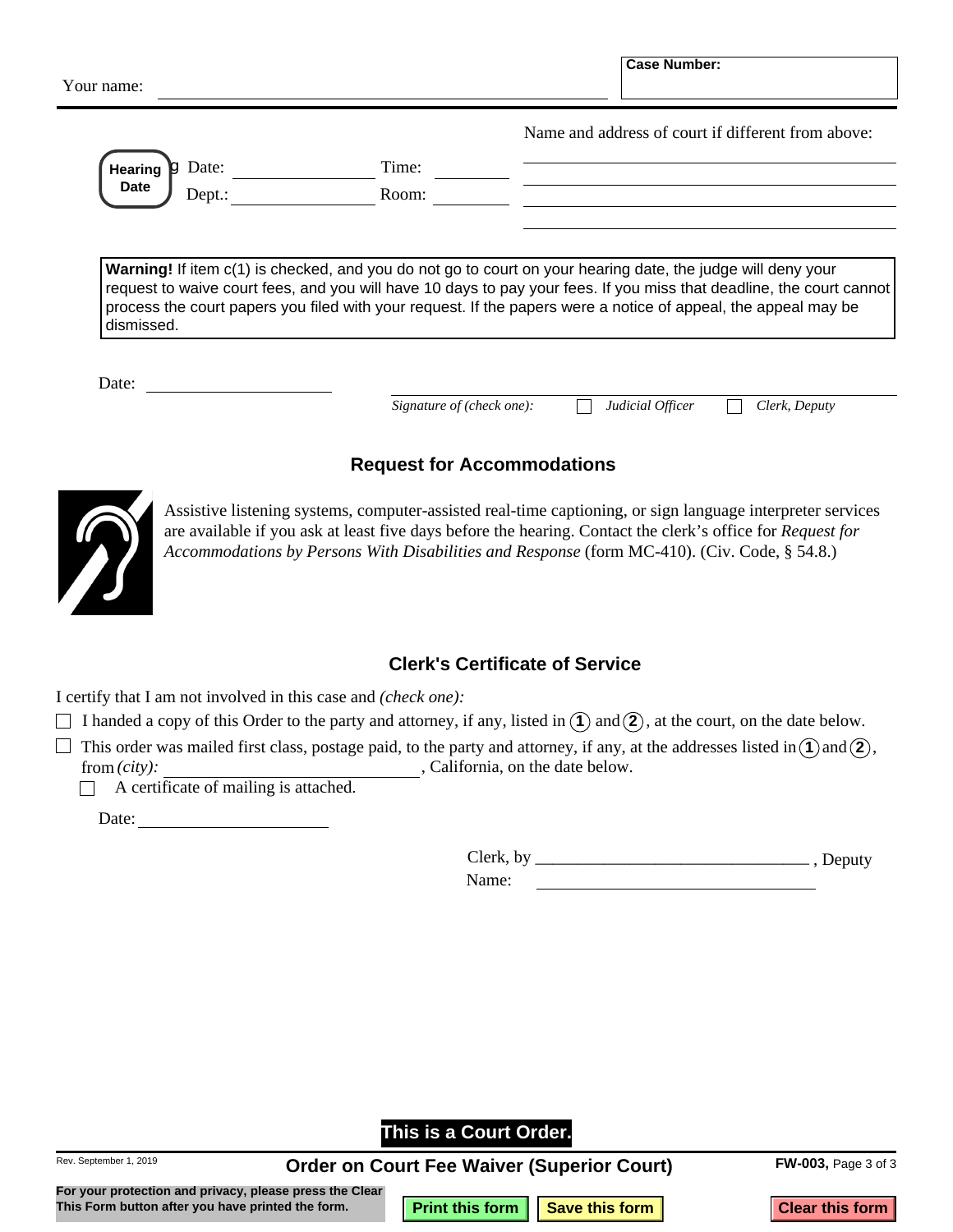Your name: ______________________________

**Case Number:**

**Hearing Date**

Date: ______________ Time: __________

Dept.: ______________ Room: __________

Name and address of court if different from above:

______________________________

______________________________

______________________________

______________________________

**Warning!** If item c(1) is checked, and you do not go to court on your hearing date, the judge will deny your request to waive court fees, and you will have 10 days to pay your fees. If you miss that deadline, the court cannot process the court papers you filed with your request. If the papers were a notice of appeal, the appeal may be dismissed.

Date: ______________________

______________________________

*Signature of (check one):* ☐ *Judicial Officer* ☐ *Clerk, Deputy*

## Request for Accommodations

Assistive listening systems, computer-assisted real-time captioning, or sign language interpreter services are available if you ask at least five days before the hearing. Contact the clerk's office for *Request for Accommodations by Persons With Disabilities and Response* (form MC-410). (Civ. Code, § 54.8.)

## Clerk's Certificate of Service

I certify that I am not involved in this case and *(check one):*

☐ I handed a copy of this Order to the party and attorney, if any, listed in (1) and (2), at the court, on the date below.

☐ This order was mailed first class, postage paid, to the party and attorney, if any, at the addresses listed in (1) and (2), from *(city):* ______________________, California, on the date below.

☐ A certificate of mailing is attached.

Date: ______________________

Clerk, by ______________________________, Deputy

Name: ______________________________

**This is a Court Order.**

Rev. September 1, 2019

**Order on Court Fee Waiver (Superior Court)**

**FW-003,** Page 3 of 3